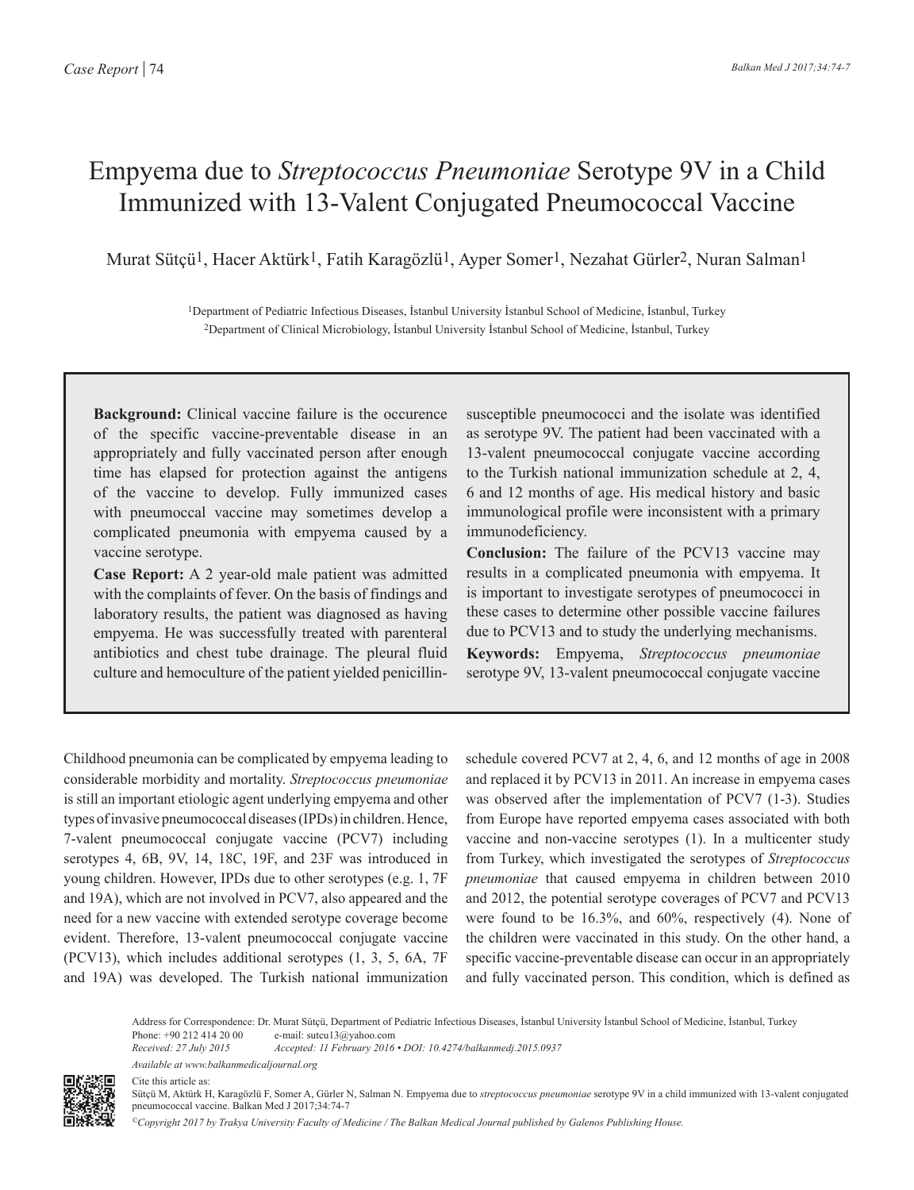Case Report

# Empyema due to *Streptococcus Pneumoniae* Serotype 9V in a Child Immunized with 13-Valent Conjugated Pneumococcal Vaccine

Murat Sütçü[1], Hacer Aktürk[1], Fatih Karagözlü[1], Ayper Somer[1], Nezahat Gürler[2], Nuran Salman[1]

[1]Department of Pediatric Infectious Diseases, İstanbul University İstanbul School of Medicine, İstanbul, Turkey
[2]Department of Clinical Microbiology, İstanbul University İstanbul School of Medicine, İstanbul, Turkey

**Background:** Clinical vaccine failure is the occurence of the specific vaccine-preventable disease in an appropriately and fully vaccinated person after enough time has elapsed for protection against the antigens of the vaccine to develop. Fully immunized cases with pneumoccal vaccine may sometimes develop a complicated pneumonia with empyema caused by a vaccine serotype.

**Case Report:** A 2 year-old male patient was admitted with the complaints of fever. On the basis of findings and laboratory results, the patient was diagnosed as having empyema. He was successfully treated with parenteral antibiotics and chest tube drainage. The pleural fluid culture and hemoculture of the patient yielded penicillin-susceptible pneumococci and the isolate was identified as serotype 9V. The patient had been vaccinated with a 13-valent pneumococcal conjugate vaccine according to the Turkish national immunization schedule at 2, 4, 6 and 12 months of age. His medical history and basic immunological profile were inconsistent with a primary immunodeficiency.

**Conclusion:** The failure of the PCV13 vaccine may results in a complicated pneumonia with empyema. It is important to investigate serotypes of pneumococci in these cases to determine other possible vaccine failures due to PCV13 and to study the underlying mechanisms.

**Keywords:** Empyema, *Streptococcus pneumoniae* serotype 9V, 13-valent pneumococcal conjugate vaccine

Childhood pneumonia can be complicated by empyema leading to considerable morbidity and mortality. *Streptococcus pneumoniae* is still an important etiologic agent underlying empyema and other types of invasive pneumococcal diseases (IPDs) in children. Hence, 7-valent pneumococcal conjugate vaccine (PCV7) including serotypes 4, 6B, 9V, 14, 18C, 19F, and 23F was introduced in young children. However, IPDs due to other serotypes (e.g. 1, 7F and 19A), which are not involved in PCV7, also appeared and the need for a new vaccine with extended serotype coverage become evident. Therefore, 13-valent pneumococcal conjugate vaccine (PCV13), which includes additional serotypes (1, 3, 5, 6A, 7F and 19A) was developed. The Turkish national immunization schedule covered PCV7 at 2, 4, 6, and 12 months of age in 2008 and replaced it by PCV13 in 2011. An increase in empyema cases was observed after the implementation of PCV7 (1-3). Studies from Europe have reported empyema cases associated with both vaccine and non-vaccine serotypes (1). In a multicenter study from Turkey, which investigated the serotypes of *Streptococcus pneumoniae* that caused empyema in children between 2010 and 2012, the potential serotype coverages of PCV7 and PCV13 were found to be 16.3%, and 60%, respectively (4). None of the children were vaccinated in this study. On the other hand, a specific vaccine-preventable disease can occur in an appropriately and fully vaccinated person. This condition, which is defined as

Address for Correspondence: Dr. Murat Sütçü, Department of Pediatric Infectious Diseases, İstanbul University İstanbul School of Medicine, İstanbul, Turkey
Phone: +90 212 414 20 00 e-mail: sutcu13@yahoo.com
*Received: 27 July 2015* *Accepted: 11 February 2016 • DOI: 10.4274/balkanmedj.2015.0937*

*Available at www.balkanmedicaljournal.org*

Cite this article as:
Sütçü M, Aktürk H, Karagözlü F, Somer A, Gürler N, Salman N. Empyema due to *streptococcus pneumoniae* serotype 9V in a child immunized with 13-valent conjugated pneumococcal vaccine. Balkan Med J 2017;34:74-7

*©Copyright 2017 by Trakya University Faculty of Medicine / The Balkan Medical Journal published by Galenos Publishing House.*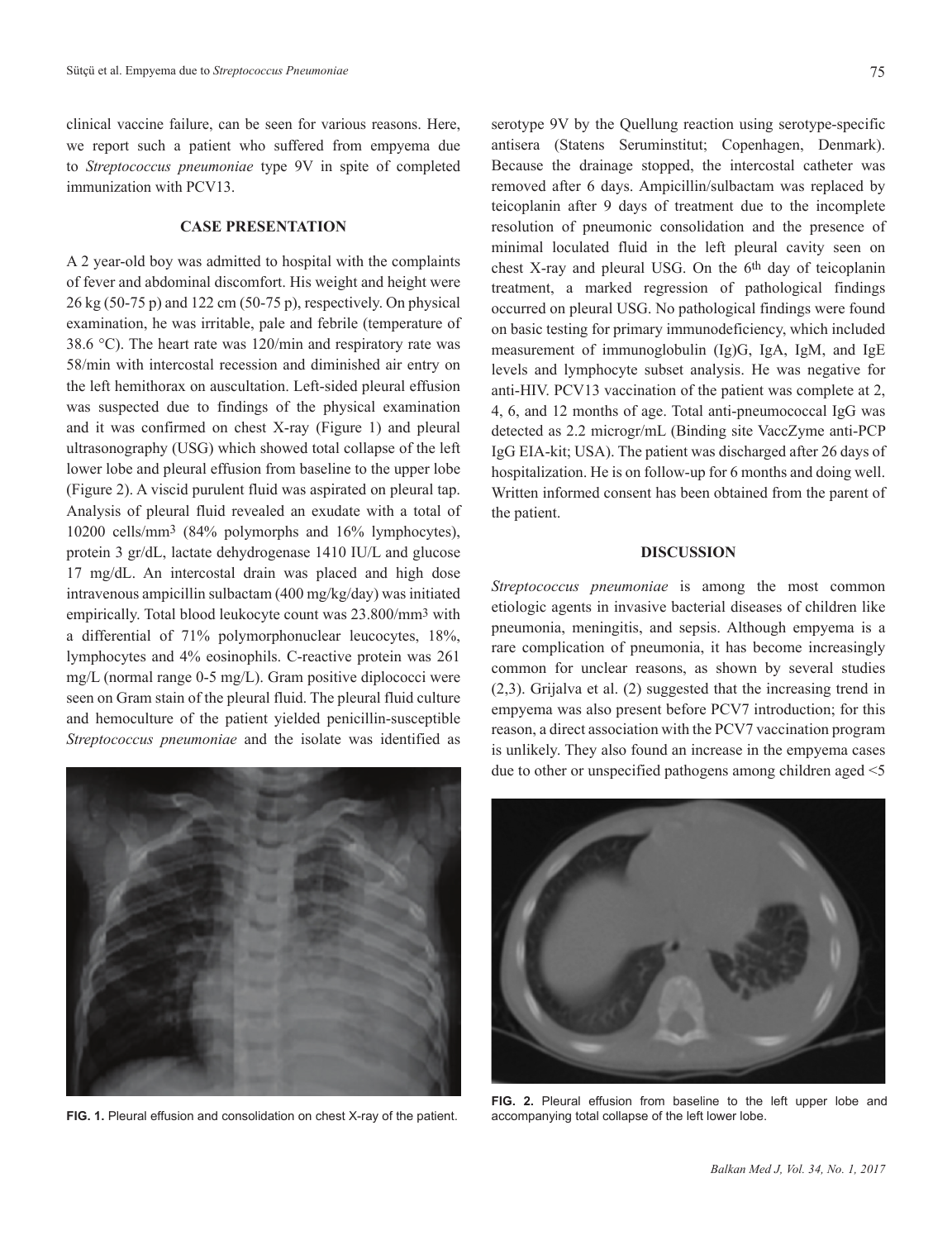clinical vaccine failure, can be seen for various reasons. Here, we report such a patient who suffered from empyema due to *Streptococcus pneumoniae* type 9V in spite of completed immunization with PCV13.

## CASE PRESENTATION

A 2 year-old boy was admitted to hospital with the complaints of fever and abdominal discomfort. His weight and height were 26 kg (50-75 p) and 122 cm (50-75 p), respectively. On physical examination, he was irritable, pale and febrile (temperature of 38.6 °C). The heart rate was 120/min and respiratory rate was 58/min with intercostal recession and diminished air entry on the left hemithorax on auscultation. Left-sided pleural effusion was suspected due to findings of the physical examination and it was confirmed on chest X-ray (Figure 1) and pleural ultrasonography (USG) which showed total collapse of the left lower lobe and pleural effusion from baseline to the upper lobe (Figure 2). A viscid purulent fluid was aspirated on pleural tap. Analysis of pleural fluid revealed an exudate with a total of 10200 cells/$mm^3$ (84% polymorphs and 16% lymphocytes), protein 3 gr/dL, lactate dehydrogenase 1410 IU/L and glucose 17 mg/dL. An intercostal drain was placed and high dose intravenous ampicillin sulbactam (400 mg/kg/day) was initiated empirically. Total blood leukocyte count was 23.800/$mm^3$ with a differential of 71% polymorphonuclear leucocytes, 18%, lymphocytes and 4% eosinophils. C-reactive protein was 261 mg/L (normal range 0-5 mg/L). Gram positive diplococci were seen on Gram stain of the pleural fluid. The pleural fluid culture and hemoculture of the patient yielded penicillin-susceptible *Streptococcus pneumoniae* and the isolate was identified as serotype 9V by the Quellung reaction using serotype-specific antisera (Statens Seruminstitut; Copenhagen, Denmark). Because the drainage stopped, the intercostal catheter was removed after 6 days. Ampicillin/sulbactam was replaced by teicoplanin after 9 days of treatment due to the incomplete resolution of pneumonic consolidation and the presence of minimal loculated fluid in the left pleural cavity seen on chest X-ray and pleural USG. On the 6th day of teicoplanin treatment, a marked regression of pathological findings occurred on pleural USG. No pathological findings were found on basic testing for primary immunodeficiency, which included measurement of immunoglobulin (Ig)G, IgA, IgM, and IgE levels and lymphocyte subset analysis. He was negative for anti-HIV. PCV13 vaccination of the patient was complete at 2, 4, 6, and 12 months of age. Total anti-pneumococcal IgG was detected as 2.2 microgr/mL (Binding site VaccZyme anti-PCP IgG EIA-kit; USA). The patient was discharged after 26 days of hospitalization. He is on follow-up for 6 months and doing well. Written informed consent has been obtained from the parent of the patient.

FIG. 1. Pleural effusion and consolidation on chest X-ray of the patient.

FIG. 2. Pleural effusion from baseline to the left upper lobe and accompanying total collapse of the left lower lobe.

## DISCUSSION

*Streptococcus pneumoniae* is among the most common etiologic agents in invasive bacterial diseases of children like pneumonia, meningitis, and sepsis. Although empyema is a rare complication of pneumonia, it has become increasingly common for unclear reasons, as shown by several studies (2,3). Grijalva et al. (2) suggested that the increasing trend in empyema was also present before PCV7 introduction; for this reason, a direct association with the PCV7 vaccination program is unlikely. They also found an increase in the empyema cases due to other or unspecified pathogens among children aged <5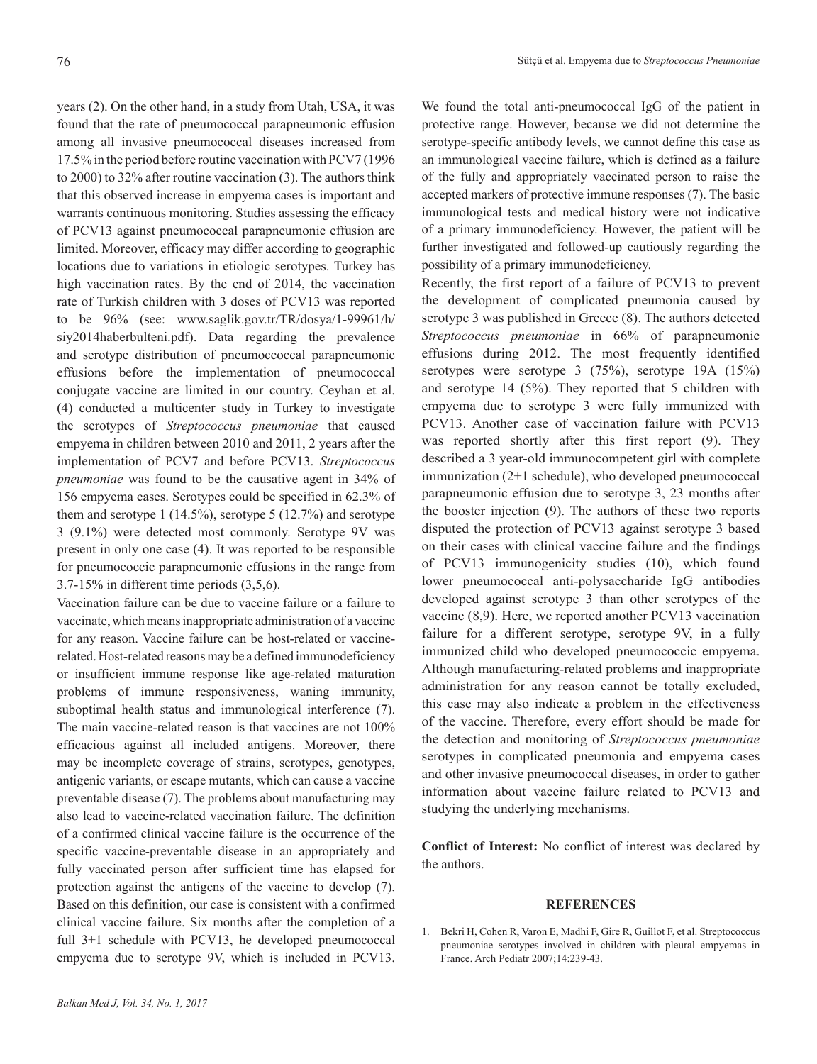years (2). On the other hand, in a study from Utah, USA, it was found that the rate of pneumococcal parapneumonic effusion among all invasive pneumococcal diseases increased from 17.5% in the period before routine vaccination with PCV7 (1996 to 2000) to 32% after routine vaccination (3). The authors think that this observed increase in empyema cases is important and warrants continuous monitoring. Studies assessing the efficacy of PCV13 against pneumococcal parapneumonic effusion are limited. Moreover, efficacy may differ according to geographic locations due to variations in etiologic serotypes. Turkey has high vaccination rates. By the end of 2014, the vaccination rate of Turkish children with 3 doses of PCV13 was reported to be 96% (see: www.saglik.gov.tr/TR/dosya/1-99961/h/siy2014haberbulteni.pdf). Data regarding the prevalence and serotype distribution of pneumoccoccal parapneumonic effusions before the implementation of pneumococcal conjugate vaccine are limited in our country. Ceyhan et al. (4) conducted a multicenter study in Turkey to investigate the serotypes of *Streptococcus pneumoniae* that caused empyema in children between 2010 and 2011, 2 years after the implementation of PCV7 and before PCV13. *Streptococcus pneumoniae* was found to be the causative agent in 34% of 156 empyema cases. Serotypes could be specified in 62.3% of them and serotype 1 (14.5%), serotype 5 (12.7%) and serotype 3 (9.1%) were detected most commonly. Serotype 9V was present in only one case (4). It was reported to be responsible for pneumococcic parapneumonic effusions in the range from 3.7-15% in different time periods (3,5,6).

Vaccination failure can be due to vaccine failure or a failure to vaccinate, which means inappropriate administration of a vaccine for any reason. Vaccine failure can be host-related or vaccine-related. Host-related reasons may be a defined immunodeficiency or insufficient immune response like age-related maturation problems of immune responsiveness, waning immunity, suboptimal health status and immunological interference (7). The main vaccine-related reason is that vaccines are not 100% efficacious against all included antigens. Moreover, there may be incomplete coverage of strains, serotypes, genotypes, antigenic variants, or escape mutants, which can cause a vaccine preventable disease (7). The problems about manufacturing may also lead to vaccine-related vaccination failure. The definition of a confirmed clinical vaccine failure is the occurrence of the specific vaccine-preventable disease in an appropriately and fully vaccinated person after sufficient time has elapsed for protection against the antigens of the vaccine to develop (7). Based on this definition, our case is consistent with a confirmed clinical vaccine failure. Six months after the completion of a full 3+1 schedule with PCV13, he developed pneumococcal empyema due to serotype 9V, which is included in PCV13. We found the total anti-pneumococcal IgG of the patient in protective range. However, because we did not determine the serotype-specific antibody levels, we cannot define this case as an immunological vaccine failure, which is defined as a failure of the fully and appropriately vaccinated person to raise the accepted markers of protective immune responses (7). The basic immunological tests and medical history were not indicative of a primary immunodeficiency. However, the patient will be further investigated and followed-up cautiously regarding the possibility of a primary immunodeficiency.

Recently, the first report of a failure of PCV13 to prevent the development of complicated pneumonia caused by serotype 3 was published in Greece (8). The authors detected *Streptococcus pneumoniae* in 66% of parapneumonic effusions during 2012. The most frequently identified serotypes were serotype 3 (75%), serotype 19A (15%) and serotype 14 (5%). They reported that 5 children with empyema due to serotype 3 were fully immunized with PCV13. Another case of vaccination failure with PCV13 was reported shortly after this first report (9). They described a 3 year-old immunocompetent girl with complete immunization (2+1 schedule), who developed pneumococcal parapneumonic effusion due to serotype 3, 23 months after the booster injection (9). The authors of these two reports disputed the protection of PCV13 against serotype 3 based on their cases with clinical vaccine failure and the findings of PCV13 immunogenicity studies (10), which found lower pneumococcal anti-polysaccharide IgG antibodies developed against serotype 3 than other serotypes of the vaccine (8,9). Here, we reported another PCV13 vaccination failure for a different serotype, serotype 9V, in a fully immunized child who developed pneumococcic empyema. Although manufacturing-related problems and inappropriate administration for any reason cannot be totally excluded, this case may also indicate a problem in the effectiveness of the vaccine. Therefore, every effort should be made for the detection and monitoring of *Streptococcus pneumoniae* serotypes in complicated pneumonia and empyema cases and other invasive pneumococcal diseases, in order to gather information about vaccine failure related to PCV13 and studying the underlying mechanisms.

**Conflict of Interest:** No conflict of interest was declared by the authors.

## REFERENCES

1. Bekri H, Cohen R, Varon E, Madhi F, Gire R, Guillot F, et al. Streptococcus pneumoniae serotypes involved in children with pleural empyemas in France. Arch Pediatr 2007;14:239-43.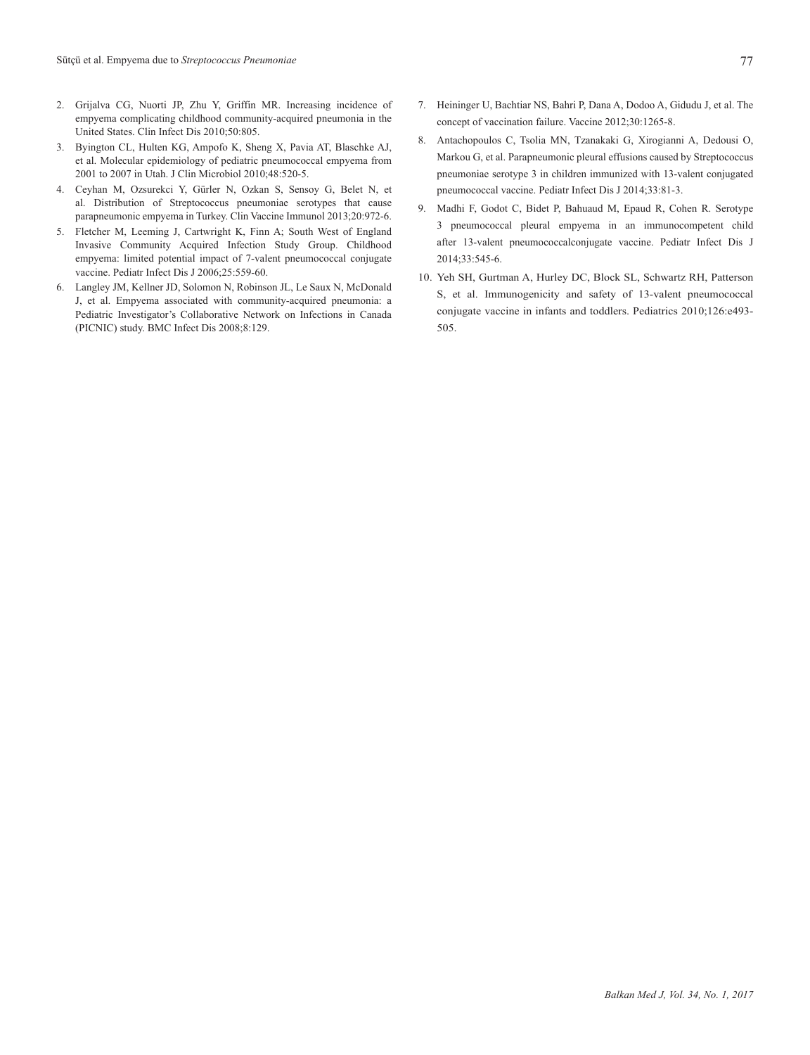2. Grijalva CG, Nuorti JP, Zhu Y, Griffin MR. Increasing incidence of empyema complicating childhood community-acquired pneumonia in the United States. Clin Infect Dis 2010;50:805.
3. Byington CL, Hulten KG, Ampofo K, Sheng X, Pavia AT, Blaschke AJ, et al. Molecular epidemiology of pediatric pneumococcal empyema from 2001 to 2007 in Utah. J Clin Microbiol 2010;48:520-5.
4. Ceyhan M, Ozsurekci Y, Gürler N, Ozkan S, Sensoy G, Belet N, et al. Distribution of Streptococcus pneumoniae serotypes that cause parapneumonic empyema in Turkey. Clin Vaccine Immunol 2013;20:972-6.
5. Fletcher M, Leeming J, Cartwright K, Finn A; South West of England Invasive Community Acquired Infection Study Group. Childhood empyema: limited potential impact of 7-valent pneumococcal conjugate vaccine. Pediatr Infect Dis J 2006;25:559-60.
6. Langley JM, Kellner JD, Solomon N, Robinson JL, Le Saux N, McDonald J, et al. Empyema associated with community-acquired pneumonia: a Pediatric Investigator's Collaborative Network on Infections in Canada (PICNIC) study. BMC Infect Dis 2008;8:129.
7. Heininger U, Bachtiar NS, Bahri P, Dana A, Dodoo A, Gidudu J, et al. The concept of vaccination failure. Vaccine 2012;30:1265-8.
8. Antachopoulos C, Tsolia MN, Tzanakaki G, Xirogianni A, Dedousi O, Markou G, et al. Parapneumonic pleural effusions caused by Streptococcus pneumoniae serotype 3 in children immunized with 13-valent conjugated pneumococcal vaccine. Pediatr Infect Dis J 2014;33:81-3.
9. Madhi F, Godot C, Bidet P, Bahuaud M, Epaud R, Cohen R. Serotype 3 pneumococcal pleural empyema in an immunocompetent child after 13-valent pneumococcalconjugate vaccine. Pediatr Infect Dis J 2014;33:545-6.
10. Yeh SH, Gurtman A, Hurley DC, Block SL, Schwartz RH, Patterson S, et al. Immunogenicity and safety of 13-valent pneumococcal conjugate vaccine in infants and toddlers. Pediatrics 2010;126:e493-505.